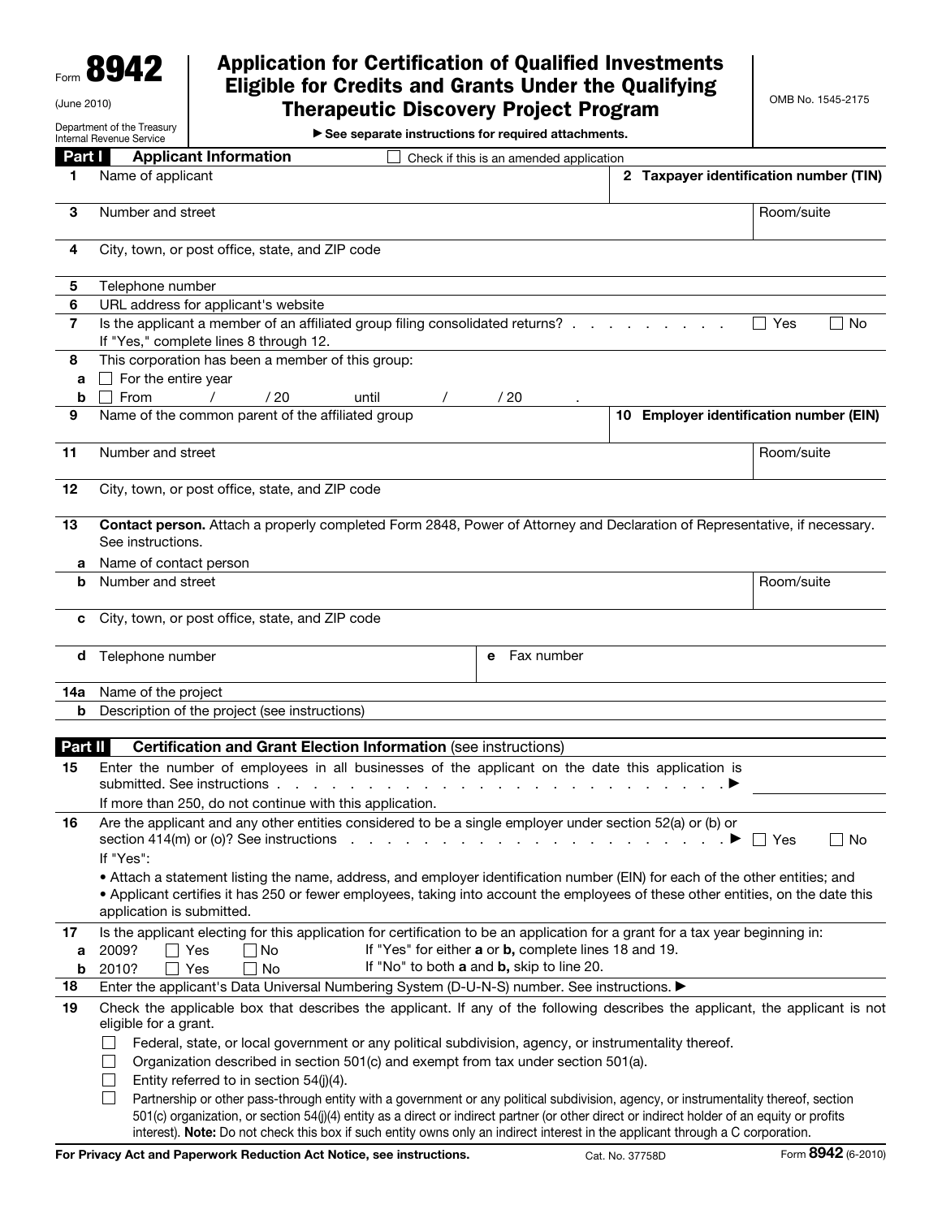Form **8942**

(June 2010)

Department of the Treasury
Internal Revenue Service

# Application for Certification of Qualified Investments Eligible for Credits and Grants Under the Qualifying Therapeutic Discovery Project Program

▶ See separate instructions for required attachments.

OMB No. 1545-2175

## Part I Applicant Information

☐ Check if this is an amended application

**1** Name of applicant

**2 Taxpayer identification number (TIN)**

**3** Number and street — Room/suite

**4** City, town, or post office, state, and ZIP code

**5** Telephone number

**6** URL address for applicant's website

**7** Is the applicant a member of an affiliated group filing consolidated returns? . . . . . . . . . . ☐ Yes ☐ No
If "Yes," complete lines 8 through 12.

**8** This corporation has been a member of this group:

**a** ☐ For the entire year

**b** ☐ From / / 20 until / / 20 .

**9** Name of the common parent of the affiliated group

**10 Employer identification number (EIN)**

**11** Number and street — Room/suite

**12** City, town, or post office, state, and ZIP code

**13** **Contact person.** Attach a properly completed Form 2848, Power of Attorney and Declaration of Representative, if necessary. See instructions.

**a** Name of contact person

**b** Number and street — Room/suite

**c** City, town, or post office, state, and ZIP code

**d** Telephone number — **e** Fax number

**14a** Name of the project

**b** Description of the project (see instructions)

## Part II Certification and Grant Election Information (see instructions)

**15** Enter the number of employees in all businesses of the applicant on the date this application is submitted. See instructions . . . . . . . . . . . . . . . . . . . . . . . . . . . . ▶
If more than 250, do not continue with this application.

**16** Are the applicant and any other entities considered to be a single employer under section 52(a) or (b) or section 414(m) or (o)? See instructions . . . . . . . . . . . . . . . . . . . . . . . ▶ ☐ Yes ☐ No

If "Yes":

- Attach a statement listing the name, address, and employer identification number (EIN) for each of the other entities; and
- Applicant certifies it has 250 or fewer employees, taking into account the employees of these other entities, on the date this application is submitted.

**17** Is the applicant electing for this application for certification to be an application for a grant for a tax year beginning in:

**a** 2009? ☐ Yes ☐ No — If "Yes" for either **a** or **b,** complete lines 18 and 19.

**b** 2010? ☐ Yes ☐ No — If "No" to both **a** and **b,** skip to line 20.

**18** Enter the applicant's Data Universal Numbering System (D-U-N-S) number. See instructions. ▶

**19** Check the applicable box that describes the applicant. If any of the following describes the applicant, the applicant is not eligible for a grant.

☐ Federal, state, or local government or any political subdivision, agency, or instrumentality thereof.

☐ Organization described in section 501(c) and exempt from tax under section 501(a).

☐ Entity referred to in section 54(j)(4).

☐ Partnership or other pass-through entity with a government or any political subdivision, agency, or instrumentality thereof, section 501(c) organization, or section 54(j)(4) entity as a direct or indirect partner (or other direct or indirect holder of an equity or profits interest). **Note:** Do not check this box if such entity owns only an indirect interest in the applicant through a C corporation.

**For Privacy Act and Paperwork Reduction Act Notice, see instructions.** Cat. No. 37758D Form **8942** (6-2010)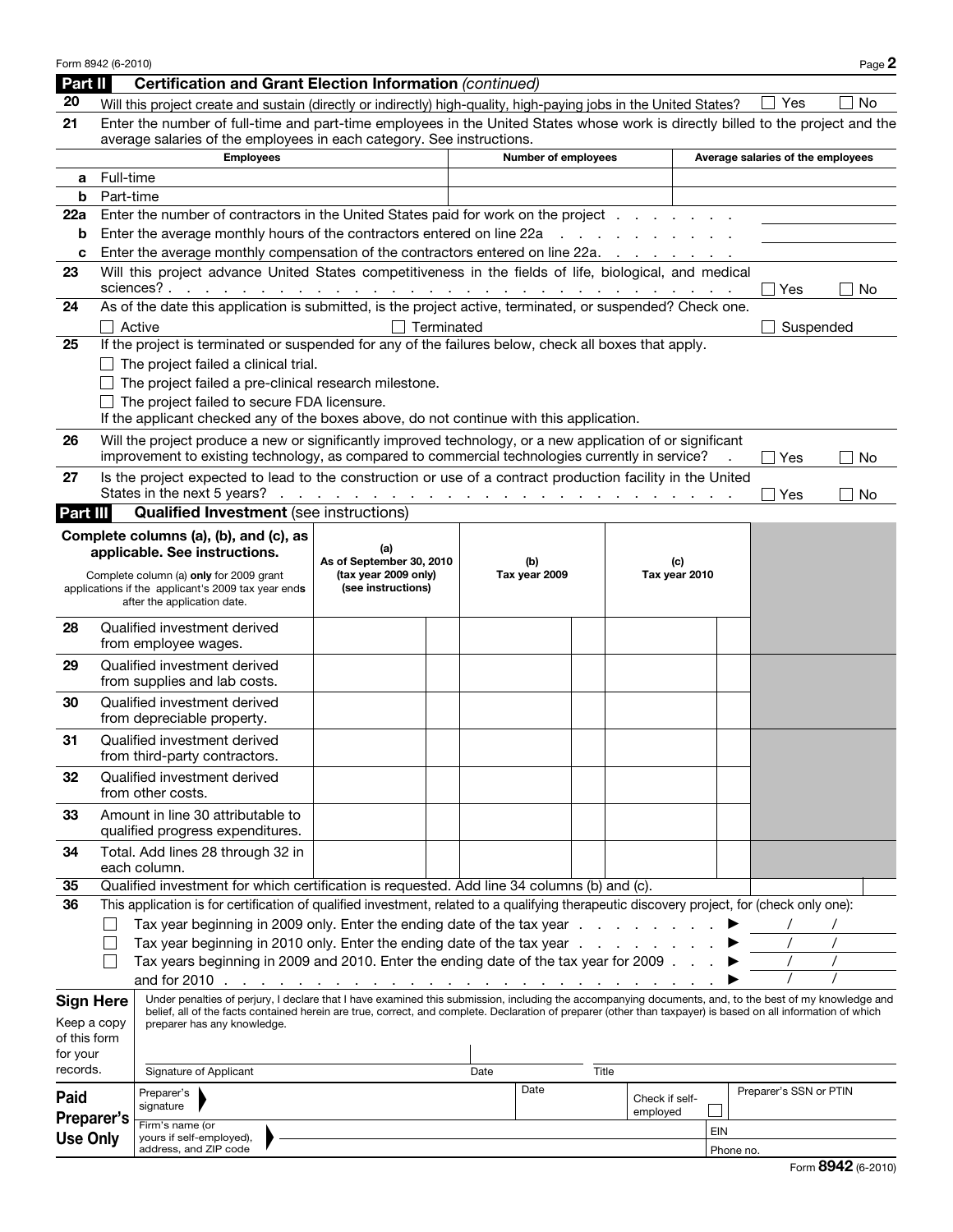## Part II Certification and Grant Election Information *(continued)*

**20** Will this project create and sustain (directly or indirectly) high-quality, high-paying jobs in the United States? ☐ Yes ☐ No

**21** Enter the number of full-time and part-time employees in the United States whose work is directly billed to the project and the average salaries of the employees in each category. See instructions.

| Employees | Number of employees | Average salaries of the employees |
|---|---|---|
| **a** Full-time | | |
| **b** Part-time | | |

**22a** Enter the number of contractors in the United States paid for work on the project . . . . . . . . ______

**b** Enter the average monthly hours of the contractors entered on line 22a . . . . . . . . ______

**c** Enter the average monthly compensation of the contractors entered on line 22a. . . . . . . . ______

**23** Will this project advance United States competitiveness in the fields of life, biological, and medical sciences? . . . . . ☐ Yes ☐ No

**24** As of the date this application is submitted, is the project active, terminated, or suspended? Check one.

☐ Active ☐ Terminated ☐ Suspended

**25** If the project is terminated or suspended for any of the failures below, check all boxes that apply.

☐ The project failed a clinical trial.

☐ The project failed a pre-clinical research milestone.

☐ The project failed to secure FDA licensure.

If the applicant checked any of the boxes above, do not continue with this application.

**26** Will the project produce a new or significantly improved technology, or a new application of or significant improvement to existing technology, as compared to commercial technologies currently in service? . ☐ Yes ☐ No

**27** Is the project expected to lead to the construction or use of a contract production facility in the United States in the next 5 years? . . . . . ☐ Yes ☐ No

## Part III Qualified Investment (see instructions)

| **Complete columns (a), (b), and (c), as applicable. See instructions.** Complete column (a) **only** for 2009 grant applications if the applicant's 2009 tax year ends after the application date. | **(a)** As of September 30, 2010 (tax year 2009 only) (see instructions) | **(b)** Tax year 2009 | **(c)** Tax year 2010 |
|---|---|---|---|
| **28** Qualified investment derived from employee wages. | | | |
| **29** Qualified investment derived from supplies and lab costs. | | | |
| **30** Qualified investment derived from depreciable property. | | | |
| **31** Qualified investment derived from third-party contractors. | | | |
| **32** Qualified investment derived from other costs. | | | |
| **33** Amount in line 30 attributable to qualified progress expenditures. | | | |
| **34** Total. Add lines 28 through 32 in each column. | | | |

**35** Qualified investment for which certification is requested. Add line 34 columns (b) and (c). ______

**36** This application is for certification of qualified investment, related to a qualifying therapeutic discovery project, for (check only one):

☐ Tax year beginning in 2009 only. Enter the ending date of the tax year . . . . . . . . ► ___/___/___

☐ Tax year beginning in 2010 only. Enter the ending date of the tax year . . . . . . . . ► ___/___/___

☐ Tax years beginning in 2009 and 2010. Enter the ending date of the tax year for 2009 . . . ► ___/___/___

and for 2010 . . . . . . . . ► ___/___/___

**Sign Here**

Keep a copy of this form for your records.

Under penalties of perjury, I declare that I have examined this submission, including the accompanying documents, and, to the best of my knowledge and belief, all of the facts contained herein are true, correct, and complete. Declaration of preparer (other than taxpayer) is based on all information of which preparer has any knowledge.

Signature of Applicant | Date | Title

**Paid Preparer's Use Only**

Preparer's signature ► | Date | Check if self-employed ☐ | Preparer's SSN or PTIN

Firm's name (or yours if self-employed), address, and ZIP code ► | EIN | Phone no.